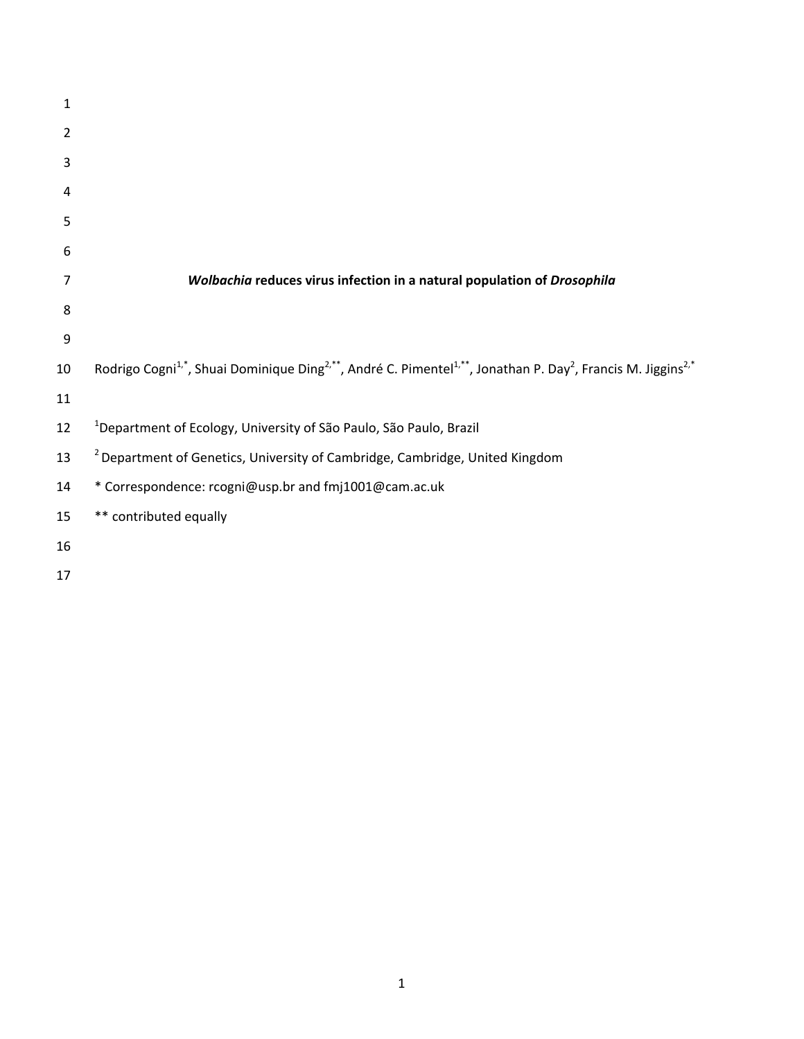# ***Wolbachia* reduces virus infection in a natural population of *Drosophila***

Rodrigo Cogni[1,*], Shuai Dominique Ding[2,**], André C. Pimentel[1,**], Jonathan P. Day[2], Francis M. Jiggins[2,*]

[1]Department of Ecology, University of São Paulo, São Paulo, Brazil

[2]Department of Genetics, University of Cambridge, Cambridge, United Kingdom

* Correspondence: rcogni@usp.br and fmj1001@cam.ac.uk

** contributed equally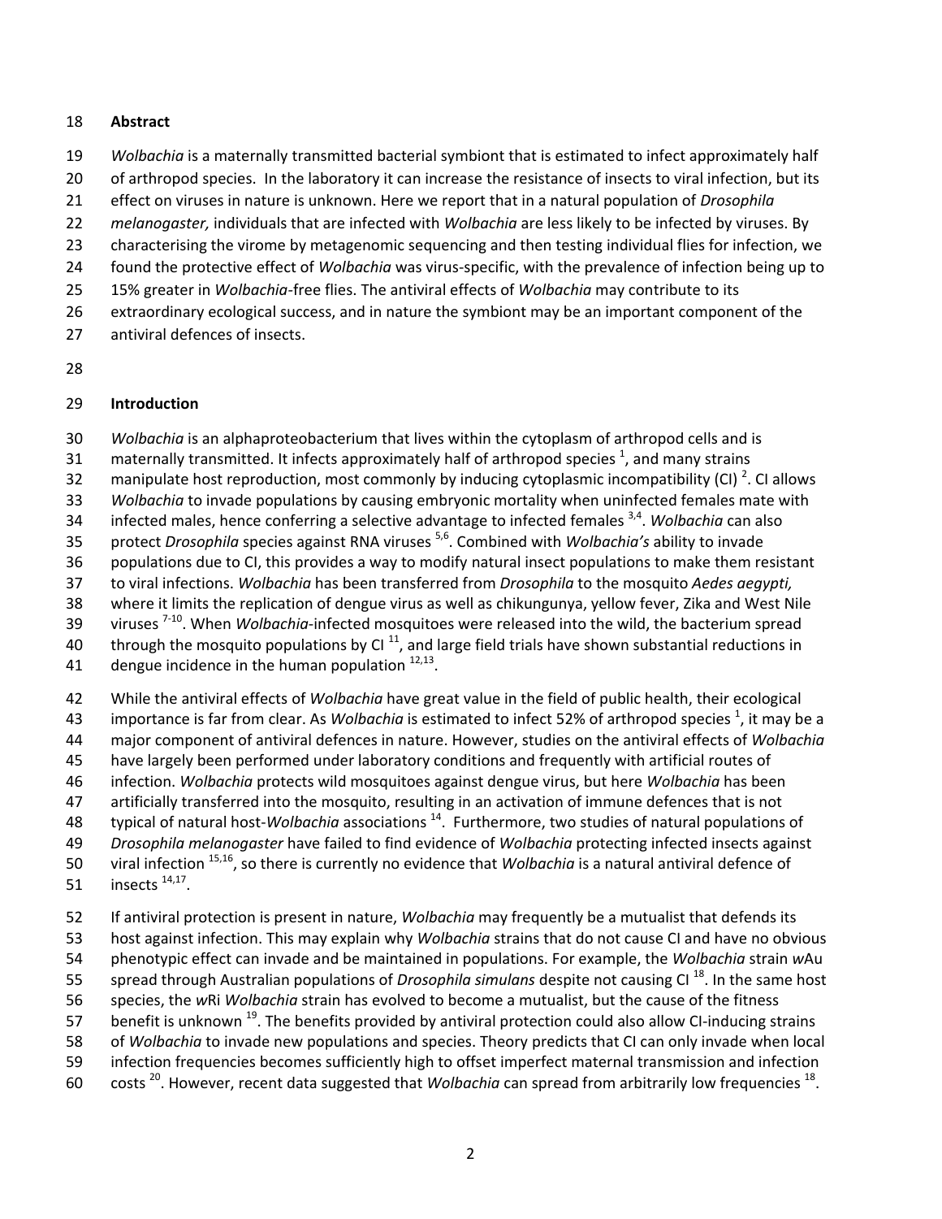## Abstract

*Wolbachia* is a maternally transmitted bacterial symbiont that is estimated to infect approximately half of arthropod species. In the laboratory it can increase the resistance of insects to viral infection, but its effect on viruses in nature is unknown. Here we report that in a natural population of *Drosophila melanogaster,* individuals that are infected with *Wolbachia* are less likely to be infected by viruses. By characterising the virome by metagenomic sequencing and then testing individual flies for infection, we found the protective effect of *Wolbachia* was virus-specific, with the prevalence of infection being up to 15% greater in *Wolbachia*-free flies. The antiviral effects of *Wolbachia* may contribute to its extraordinary ecological success, and in nature the symbiont may be an important component of the antiviral defences of insects.

## Introduction

*Wolbachia* is an alphaproteobacterium that lives within the cytoplasm of arthropod cells and is maternally transmitted. It infects approximately half of arthropod species [1], and many strains manipulate host reproduction, most commonly by inducing cytoplasmic incompatibility (CI) [2]. CI allows *Wolbachia* to invade populations by causing embryonic mortality when uninfected females mate with infected males, hence conferring a selective advantage to infected females [3,4]. *Wolbachia* can also protect *Drosophila* species against RNA viruses [5,6]. Combined with *Wolbachia's* ability to invade populations due to CI, this provides a way to modify natural insect populations to make them resistant to viral infections. *Wolbachia* has been transferred from *Drosophila* to the mosquito *Aedes aegypti,* where it limits the replication of dengue virus as well as chikungunya, yellow fever, Zika and West Nile viruses [7-10]. When *Wolbachia*-infected mosquitoes were released into the wild, the bacterium spread through the mosquito populations by CI [11], and large field trials have shown substantial reductions in dengue incidence in the human population [12,13].

While the antiviral effects of *Wolbachia* have great value in the field of public health, their ecological importance is far from clear. As *Wolbachia* is estimated to infect 52% of arthropod species [1], it may be a major component of antiviral defences in nature. However, studies on the antiviral effects of *Wolbachia* have largely been performed under laboratory conditions and frequently with artificial routes of infection. *Wolbachia* protects wild mosquitoes against dengue virus, but here *Wolbachia* has been artificially transferred into the mosquito, resulting in an activation of immune defences that is not typical of natural host-*Wolbachia* associations [14]. Furthermore, two studies of natural populations of *Drosophila melanogaster* have failed to find evidence of *Wolbachia* protecting infected insects against viral infection [15,16], so there is currently no evidence that *Wolbachia* is a natural antiviral defence of insects [14,17].

If antiviral protection is present in nature, *Wolbachia* may frequently be a mutualist that defends its host against infection. This may explain why *Wolbachia* strains that do not cause CI and have no obvious phenotypic effect can invade and be maintained in populations. For example, the *Wolbachia* strain *w*Au spread through Australian populations of *Drosophila simulans* despite not causing CI [18]. In the same host species, the *w*Ri *Wolbachia* strain has evolved to become a mutualist, but the cause of the fitness benefit is unknown [19]. The benefits provided by antiviral protection could also allow CI-inducing strains of *Wolbachia* to invade new populations and species. Theory predicts that CI can only invade when local infection frequencies becomes sufficiently high to offset imperfect maternal transmission and infection costs [20]. However, recent data suggested that *Wolbachia* can spread from arbitrarily low frequencies [18].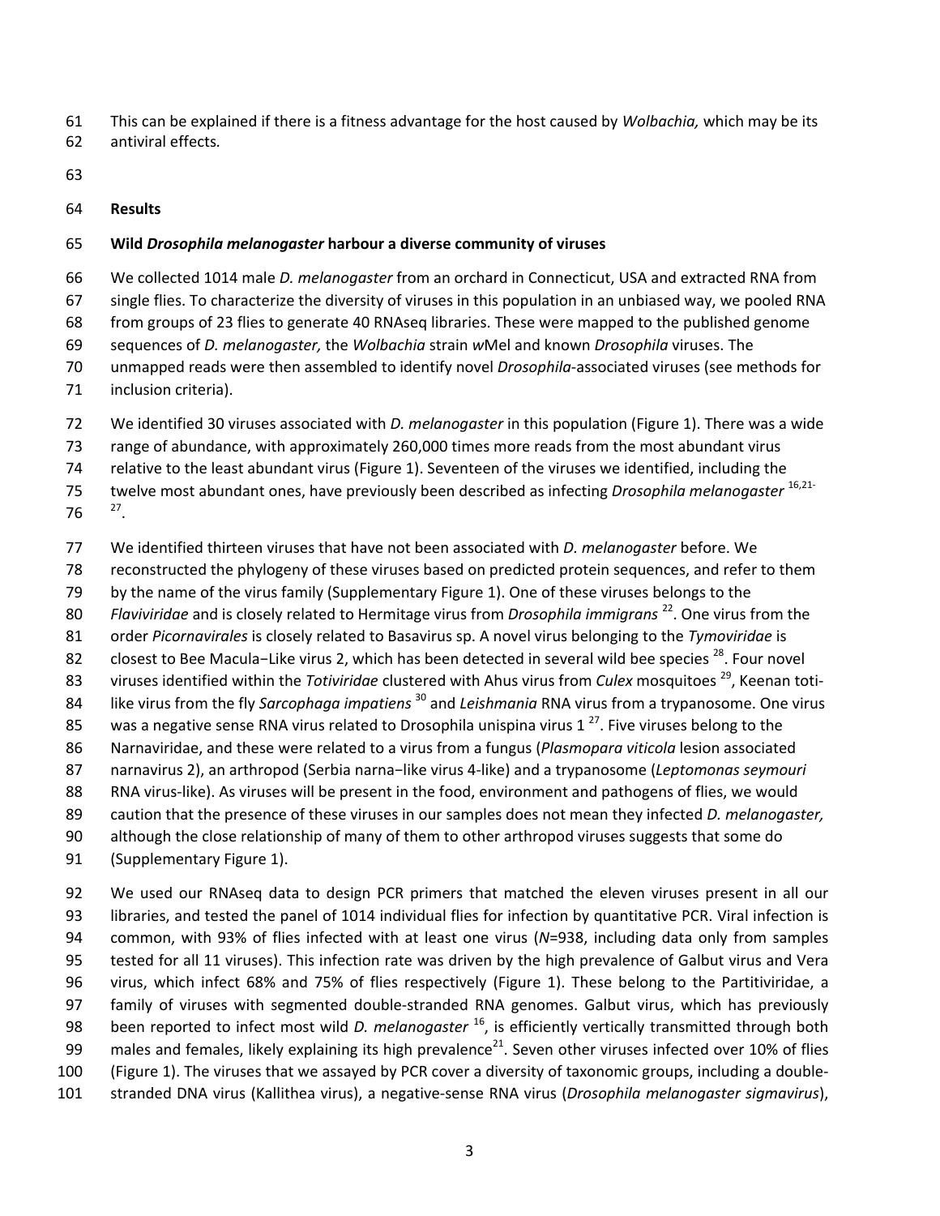This can be explained if there is a fitness advantage for the host caused by *Wolbachia,* which may be its antiviral effects.

## Results

### Wild *Drosophila melanogaster* harbour a diverse community of viruses

We collected 1014 male *D. melanogaster* from an orchard in Connecticut, USA and extracted RNA from single flies. To characterize the diversity of viruses in this population in an unbiased way, we pooled RNA from groups of 23 flies to generate 40 RNAseq libraries. These were mapped to the published genome sequences of *D. melanogaster,* the *Wolbachia* strain *w*Mel and known *Drosophila* viruses. The unmapped reads were then assembled to identify novel *Drosophila*-associated viruses (see methods for inclusion criteria).

We identified 30 viruses associated with *D. melanogaster* in this population (Figure 1). There was a wide range of abundance, with approximately 260,000 times more reads from the most abundant virus relative to the least abundant virus (Figure 1). Seventeen of the viruses we identified, including the twelve most abundant ones, have previously been described as infecting *Drosophila melanogaster* [16,21-27].

We identified thirteen viruses that have not been associated with *D. melanogaster* before. We reconstructed the phylogeny of these viruses based on predicted protein sequences, and refer to them by the name of the virus family (Supplementary Figure 1). One of these viruses belongs to the *Flaviviridae* and is closely related to Hermitage virus from *Drosophila immigrans* [22]. One virus from the order *Picornavirales* is closely related to Basavirus sp. A novel virus belonging to the *Tymoviridae* is closest to Bee Macula−Like virus 2, which has been detected in several wild bee species [28]. Four novel viruses identified within the *Totiviridae* clustered with Ahus virus from *Culex* mosquitoes [29], Keenan toti-like virus from the fly *Sarcophaga impatiens* [30] and *Leishmania* RNA virus from a trypanosome. One virus was a negative sense RNA virus related to Drosophila unispina virus 1 [27]. Five viruses belong to the Narnaviridae, and these were related to a virus from a fungus (*Plasmopara viticola* lesion associated narnavirus 2), an arthropod (Serbia narna−like virus 4-like) and a trypanosome (*Leptomonas seymouri* RNA virus-like). As viruses will be present in the food, environment and pathogens of flies, we would caution that the presence of these viruses in our samples does not mean they infected *D. melanogaster,* although the close relationship of many of them to other arthropod viruses suggests that some do (Supplementary Figure 1).

We used our RNAseq data to design PCR primers that matched the eleven viruses present in all our libraries, and tested the panel of 1014 individual flies for infection by quantitative PCR. Viral infection is common, with 93% of flies infected with at least one virus (*N*=938, including data only from samples tested for all 11 viruses). This infection rate was driven by the high prevalence of Galbut virus and Vera virus, which infect 68% and 75% of flies respectively (Figure 1). These belong to the Partitiviridae, a family of viruses with segmented double-stranded RNA genomes. Galbut virus, which has previously been reported to infect most wild *D. melanogaster* [16], is efficiently vertically transmitted through both males and females, likely explaining its high prevalence[21]. Seven other viruses infected over 10% of flies (Figure 1). The viruses that we assayed by PCR cover a diversity of taxonomic groups, including a double-stranded DNA virus (Kallithea virus), a negative-sense RNA virus (*Drosophila melanogaster sigmavirus*),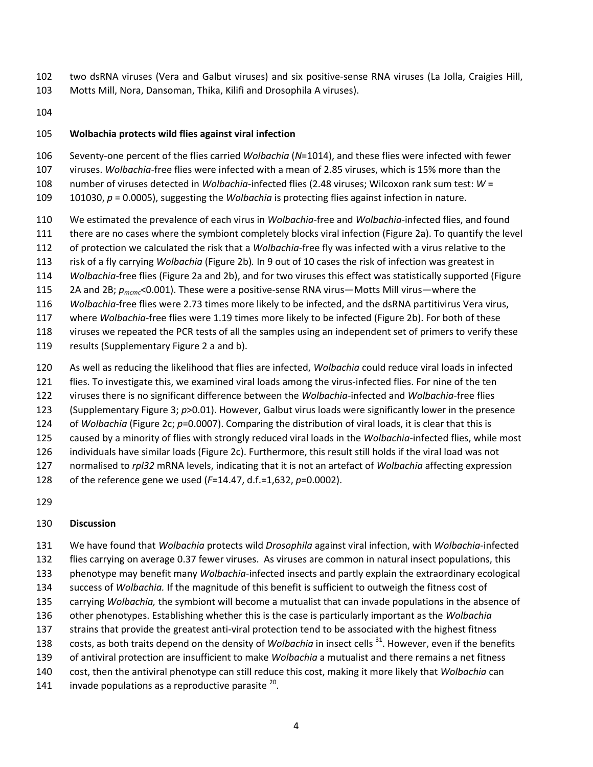two dsRNA viruses (Vera and Galbut viruses) and six positive-sense RNA viruses (La Jolla, Craigies Hill, Motts Mill, Nora, Dansoman, Thika, Kilifi and Drosophila A viruses).

### Wolbachia protects wild flies against viral infection

Seventy-one percent of the flies carried *Wolbachia* ($N$=1014), and these flies were infected with fewer viruses. *Wolbachia*-free flies were infected with a mean of 2.85 viruses, which is 15% more than the number of viruses detected in *Wolbachia*-infected flies (2.48 viruses; Wilcoxon rank sum test: $W$ = 101030, $p$ = 0.0005), suggesting the *Wolbachia* is protecting flies against infection in nature.

We estimated the prevalence of each virus in *Wolbachia*-free and *Wolbachia*-infected flies, and found there are no cases where the symbiont completely blocks viral infection (Figure 2a). To quantify the level of protection we calculated the risk that a *Wolbachia*-free fly was infected with a virus relative to the risk of a fly carrying *Wolbachia* (Figure 2b). In 9 out of 10 cases the risk of infection was greatest in *Wolbachia*-free flies (Figure 2a and 2b), and for two viruses this effect was statistically supported (Figure 2A and 2B; $p_{mcmc}$<0.001). These were a positive-sense RNA virus—Motts Mill virus—where the *Wolbachia*-free flies were 2.73 times more likely to be infected, and the dsRNA partitivirus Vera virus, where *Wolbachia*-free flies were 1.19 times more likely to be infected (Figure 2b). For both of these viruses we repeated the PCR tests of all the samples using an independent set of primers to verify these results (Supplementary Figure 2 a and b).

As well as reducing the likelihood that flies are infected, *Wolbachia* could reduce viral loads in infected flies. To investigate this, we examined viral loads among the virus-infected flies. For nine of the ten viruses there is no significant difference between the *Wolbachia*-infected and *Wolbachia*-free flies (Supplementary Figure 3; $p$>0.01). However, Galbut virus loads were significantly lower in the presence of *Wolbachia* (Figure 2c; $p$=0.0007). Comparing the distribution of viral loads, it is clear that this is caused by a minority of flies with strongly reduced viral loads in the *Wolbachia*-infected flies, while most individuals have similar loads (Figure 2c). Furthermore, this result still holds if the viral load was not normalised to *rpl32* mRNA levels, indicating that it is not an artefact of *Wolbachia* affecting expression of the reference gene we used ($F$=14.47, d.f.=1,632, $p$=0.0002).

## Discussion

We have found that *Wolbachia* protects wild *Drosophila* against viral infection, with *Wolbachia*-infected flies carrying on average 0.37 fewer viruses. As viruses are common in natural insect populations, this phenotype may benefit many *Wolbachia*-infected insects and partly explain the extraordinary ecological success of *Wolbachia.* If the magnitude of this benefit is sufficient to outweigh the fitness cost of carrying *Wolbachia,* the symbiont will become a mutualist that can invade populations in the absence of other phenotypes. Establishing whether this is the case is particularly important as the *Wolbachia* strains that provide the greatest anti-viral protection tend to be associated with the highest fitness costs, as both traits depend on the density of *Wolbachia* in insect cells [31]. However, even if the benefits of antiviral protection are insufficient to make *Wolbachia* a mutualist and there remains a net fitness cost, then the antiviral phenotype can still reduce this cost, making it more likely that *Wolbachia* can invade populations as a reproductive parasite [20].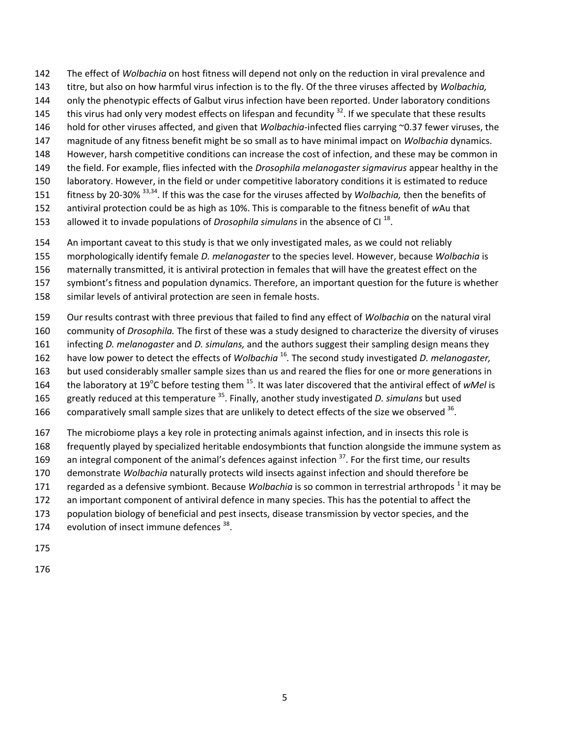The effect of *Wolbachia* on host fitness will depend not only on the reduction in viral prevalence and titre, but also on how harmful virus infection is to the fly. Of the three viruses affected by *Wolbachia,* only the phenotypic effects of Galbut virus infection have been reported. Under laboratory conditions this virus had only very modest effects on lifespan and fecundity [32]. If we speculate that these results hold for other viruses affected, and given that *Wolbachia*-infected flies carrying ~0.37 fewer viruses, the magnitude of any fitness benefit might be so small as to have minimal impact on *Wolbachia* dynamics. However, harsh competitive conditions can increase the cost of infection, and these may be common in the field. For example, flies infected with the *Drosophila melanogaster sigmavirus* appear healthy in the laboratory. However, in the field or under competitive laboratory conditions it is estimated to reduce fitness by 20-30% [33,34]. If this was the case for the viruses affected by *Wolbachia,* then the benefits of antiviral protection could be as high as 10%. This is comparable to the fitness benefit of *w*Au that allowed it to invade populations of *Drosophila simulans* in the absence of CI [18].

An important caveat to this study is that we only investigated males, as we could not reliably morphologically identify female *D. melanogaster* to the species level. However, because *Wolbachia* is maternally transmitted, it is antiviral protection in females that will have the greatest effect on the symbiont's fitness and population dynamics. Therefore, an important question for the future is whether similar levels of antiviral protection are seen in female hosts.

Our results contrast with three previous that failed to find any effect of *Wolbachia* on the natural viral community of *Drosophila.* The first of these was a study designed to characterize the diversity of viruses infecting *D. melanogaster* and *D. simulans,* and the authors suggest their sampling design means they have low power to detect the effects of *Wolbachia* [16]. The second study investigated *D. melanogaster,* but used considerably smaller sample sizes than us and reared the flies for one or more generations in the laboratory at 19$^{o}$C before testing them [15]. It was later discovered that the antiviral effect of *wMel* is greatly reduced at this temperature [35]. Finally, another study investigated *D. simulans* but used comparatively small sample sizes that are unlikely to detect effects of the size we observed [36].

The microbiome plays a key role in protecting animals against infection, and in insects this role is frequently played by specialized heritable endosymbionts that function alongside the immune system as an integral component of the animal's defences against infection [37]. For the first time, our results demonstrate *Wolbachia* naturally protects wild insects against infection and should therefore be regarded as a defensive symbiont. Because *Wolbachia* is so common in terrestrial arthropods [1] it may be an important component of antiviral defence in many species. This has the potential to affect the population biology of beneficial and pest insects, disease transmission by vector species, and the evolution of insect immune defences [38].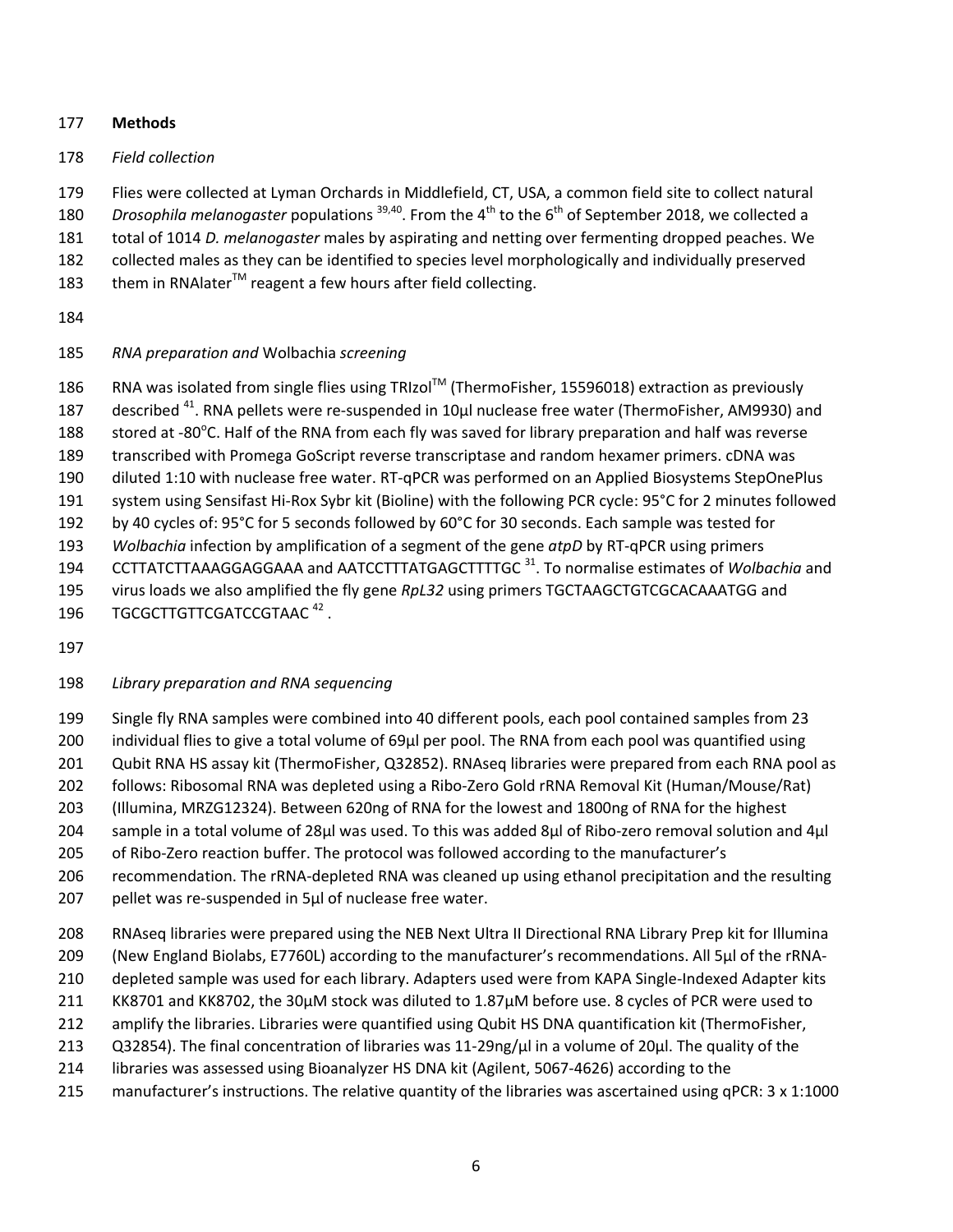## Methods

### *Field collection*

Flies were collected at Lyman Orchards in Middlefield, CT, USA, a common field site to collect natural *Drosophila melanogaster* populations [39,40]. From the 4th to the 6th of September 2018, we collected a total of 1014 *D. melanogaster* males by aspirating and netting over fermenting dropped peaches. We collected males as they can be identified to species level morphologically and individually preserved them in RNAlater™ reagent a few hours after field collecting.

### *RNA preparation and* Wolbachia *screening*

RNA was isolated from single flies using TRIzol™ (ThermoFisher, 15596018) extraction as previously described [41]. RNA pellets were re-suspended in 10µl nuclease free water (ThermoFisher, AM9930) and stored at -80°C. Half of the RNA from each fly was saved for library preparation and half was reverse transcribed with Promega GoScript reverse transcriptase and random hexamer primers. cDNA was diluted 1:10 with nuclease free water. RT-qPCR was performed on an Applied Biosystems StepOnePlus system using Sensifast Hi-Rox Sybr kit (Bioline) with the following PCR cycle: 95°C for 2 minutes followed by 40 cycles of: 95°C for 5 seconds followed by 60°C for 30 seconds. Each sample was tested for *Wolbachia* infection by amplification of a segment of the gene *atpD* by RT-qPCR using primers CCTTATCTTAAAGGAGGAAA and AATCCTTTATGAGCTTTTGC [31]. To normalise estimates of *Wolbachia* and virus loads we also amplified the fly gene *RpL32* using primers TGCTAAGCTGTCGCACAAATGG and TGCGCTTGTTCGATCCGTAAC [42].

### *Library preparation and RNA sequencing*

Single fly RNA samples were combined into 40 different pools, each pool contained samples from 23 individual flies to give a total volume of 69µl per pool. The RNA from each pool was quantified using Qubit RNA HS assay kit (ThermoFisher, Q32852). RNAseq libraries were prepared from each RNA pool as follows: Ribosomal RNA was depleted using a Ribo-Zero Gold rRNA Removal Kit (Human/Mouse/Rat) (Illumina, MRZG12324). Between 620ng of RNA for the lowest and 1800ng of RNA for the highest sample in a total volume of 28µl was used. To this was added 8µl of Ribo-zero removal solution and 4µl of Ribo-Zero reaction buffer. The protocol was followed according to the manufacturer's recommendation. The rRNA-depleted RNA was cleaned up using ethanol precipitation and the resulting pellet was re-suspended in 5µl of nuclease free water.

RNAseq libraries were prepared using the NEB Next Ultra II Directional RNA Library Prep kit for Illumina (New England Biolabs, E7760L) according to the manufacturer's recommendations. All 5µl of the rRNA-depleted sample was used for each library. Adapters used were from KAPA Single-Indexed Adapter kits KK8701 and KK8702, the 30µM stock was diluted to 1.87µM before use. 8 cycles of PCR were used to amplify the libraries. Libraries were quantified using Qubit HS DNA quantification kit (ThermoFisher, Q32854). The final concentration of libraries was 11-29ng/µl in a volume of 20µl. The quality of the libraries was assessed using Bioanalyzer HS DNA kit (Agilent, 5067-4626) according to the manufacturer's instructions. The relative quantity of the libraries was ascertained using qPCR: 3 x 1:1000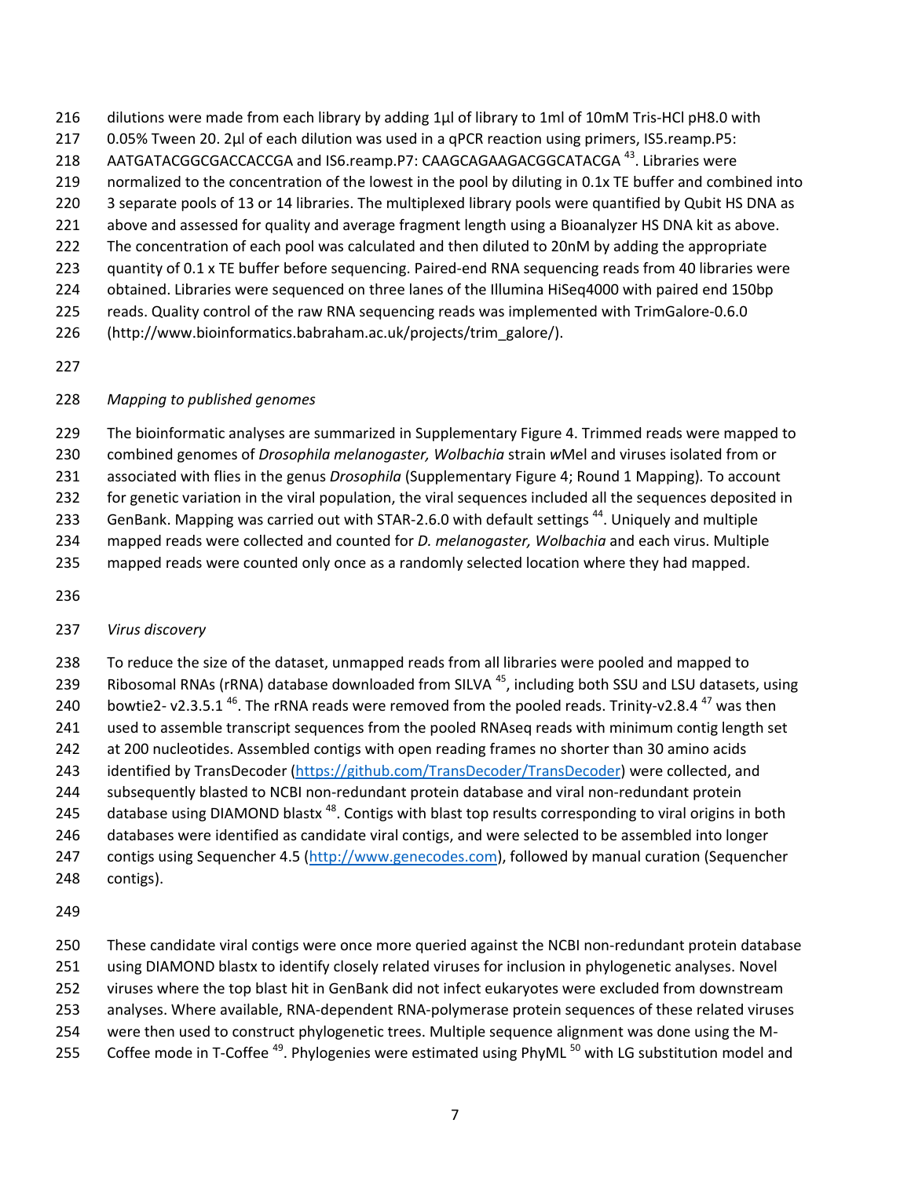dilutions were made from each library by adding 1µl of library to 1ml of 10mM Tris-HCl pH8.0 with 0.05% Tween 20. 2µl of each dilution was used in a qPCR reaction using primers, IS5.reamp.P5: AATGATACGGCGACCACCGA and IS6.reamp.P7: CAAGCAGAAGACGGCATACGA [43]. Libraries were normalized to the concentration of the lowest in the pool by diluting in 0.1x TE buffer and combined into 3 separate pools of 13 or 14 libraries. The multiplexed library pools were quantified by Qubit HS DNA as above and assessed for quality and average fragment length using a Bioanalyzer HS DNA kit as above. The concentration of each pool was calculated and then diluted to 20nM by adding the appropriate quantity of 0.1 x TE buffer before sequencing. Paired-end RNA sequencing reads from 40 libraries were obtained. Libraries were sequenced on three lanes of the Illumina HiSeq4000 with paired end 150bp reads. Quality control of the raw RNA sequencing reads was implemented with TrimGalore-0.6.0 (http://www.bioinformatics.babraham.ac.uk/projects/trim_galore/).

*Mapping to published genomes*

The bioinformatic analyses are summarized in Supplementary Figure 4. Trimmed reads were mapped to combined genomes of *Drosophila melanogaster, Wolbachia* strain *w*Mel and viruses isolated from or associated with flies in the genus *Drosophila* (Supplementary Figure 4; Round 1 Mapping). To account for genetic variation in the viral population, the viral sequences included all the sequences deposited in GenBank. Mapping was carried out with STAR-2.6.0 with default settings [44]. Uniquely and multiple mapped reads were collected and counted for *D. melanogaster, Wolbachia* and each virus. Multiple mapped reads were counted only once as a randomly selected location where they had mapped.

*Virus discovery*

To reduce the size of the dataset, unmapped reads from all libraries were pooled and mapped to Ribosomal RNAs (rRNA) database downloaded from SILVA [45], including both SSU and LSU datasets, using bowtie2- v2.3.5.1 [46]. The rRNA reads were removed from the pooled reads. Trinity-v2.8.4 [47] was then used to assemble transcript sequences from the pooled RNAseq reads with minimum contig length set at 200 nucleotides. Assembled contigs with open reading frames no shorter than 30 amino acids identified by TransDecoder (https://github.com/TransDecoder/TransDecoder) were collected, and subsequently blasted to NCBI non-redundant protein database and viral non-redundant protein database using DIAMOND blastx [48]. Contigs with blast top results corresponding to viral origins in both databases were identified as candidate viral contigs, and were selected to be assembled into longer contigs using Sequencher 4.5 (http://www.genecodes.com), followed by manual curation (Sequencher contigs).

These candidate viral contigs were once more queried against the NCBI non-redundant protein database using DIAMOND blastx to identify closely related viruses for inclusion in phylogenetic analyses. Novel viruses where the top blast hit in GenBank did not infect eukaryotes were excluded from downstream analyses. Where available, RNA-dependent RNA-polymerase protein sequences of these related viruses were then used to construct phylogenetic trees. Multiple sequence alignment was done using the M-Coffee mode in T-Coffee [49]. Phylogenies were estimated using PhyML [50] with LG substitution model and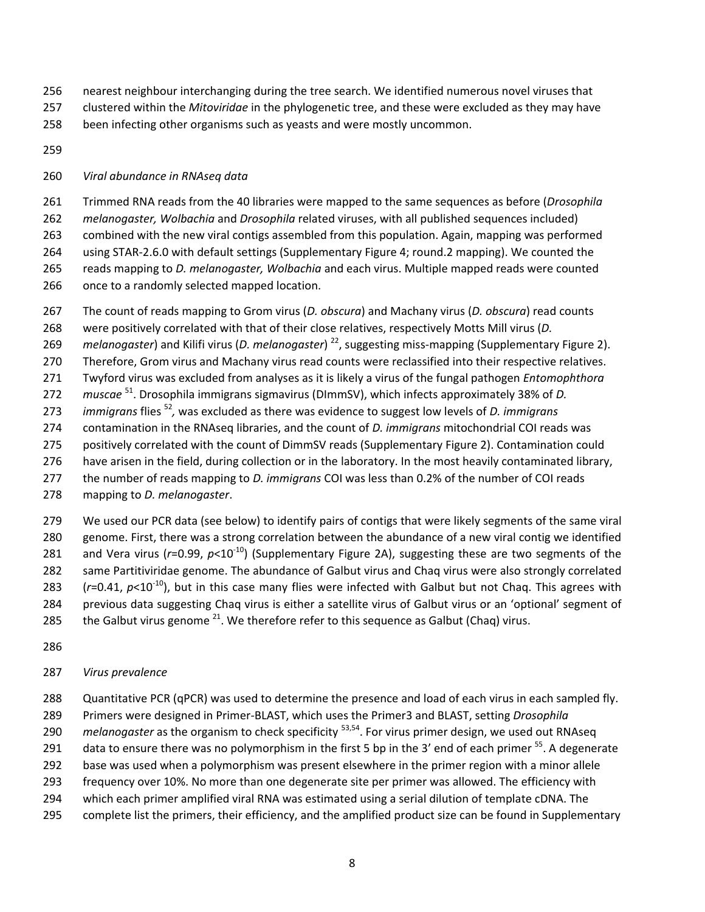nearest neighbour interchanging during the tree search. We identified numerous novel viruses that clustered within the *Mitoviridae* in the phylogenetic tree, and these were excluded as they may have been infecting other organisms such as yeasts and were mostly uncommon.

*Viral abundance in RNAseq data*

Trimmed RNA reads from the 40 libraries were mapped to the same sequences as before (*Drosophila melanogaster, Wolbachia* and *Drosophila* related viruses, with all published sequences included) combined with the new viral contigs assembled from this population. Again, mapping was performed using STAR-2.6.0 with default settings (Supplementary Figure 4; round.2 mapping). We counted the reads mapping to *D. melanogaster, Wolbachia* and each virus. Multiple mapped reads were counted once to a randomly selected mapped location.

The count of reads mapping to Grom virus (*D. obscura*) and Machany virus (*D. obscura*) read counts were positively correlated with that of their close relatives, respectively Motts Mill virus (*D. melanogaster*) and Kilifi virus (*D. melanogaster*) [22], suggesting miss-mapping (Supplementary Figure 2). Therefore, Grom virus and Machany virus read counts were reclassified into their respective relatives. Twyford virus was excluded from analyses as it is likely a virus of the fungal pathogen *Entomophthora muscae* [51]. Drosophila immigrans sigmavirus (DImmSV), which infects approximately 38% of *D. immigrans* flies [52], was excluded as there was evidence to suggest low levels of *D. immigrans* contamination in the RNAseq libraries, and the count of *D. immigrans* mitochondrial COI reads was positively correlated with the count of DimmSV reads (Supplementary Figure 2). Contamination could have arisen in the field, during collection or in the laboratory. In the most heavily contaminated library, the number of reads mapping to *D. immigrans* COI was less than 0.2% of the number of COI reads mapping to *D. melanogaster*.

We used our PCR data (see below) to identify pairs of contigs that were likely segments of the same viral genome. First, there was a strong correlation between the abundance of a new viral contig we identified and Vera virus ($r$=0.99, $p$<$10^{-10}$) (Supplementary Figure 2A), suggesting these are two segments of the same Partitiviridae genome. The abundance of Galbut virus and Chaq virus were also strongly correlated ($r$=0.41, $p$<$10^{-10}$), but in this case many flies were infected with Galbut but not Chaq. This agrees with previous data suggesting Chaq virus is either a satellite virus of Galbut virus or an 'optional' segment of the Galbut virus genome [21]. We therefore refer to this sequence as Galbut (Chaq) virus.

*Virus prevalence*

Quantitative PCR (qPCR) was used to determine the presence and load of each virus in each sampled fly. Primers were designed in Primer-BLAST, which uses the Primer3 and BLAST, setting *Drosophila melanogaster* as the organism to check specificity [53,54]. For virus primer design, we used out RNAseq data to ensure there was no polymorphism in the first 5 bp in the 3' end of each primer [55]. A degenerate base was used when a polymorphism was present elsewhere in the primer region with a minor allele frequency over 10%. No more than one degenerate site per primer was allowed. The efficiency with which each primer amplified viral RNA was estimated using a serial dilution of template cDNA. The complete list the primers, their efficiency, and the amplified product size can be found in Supplementary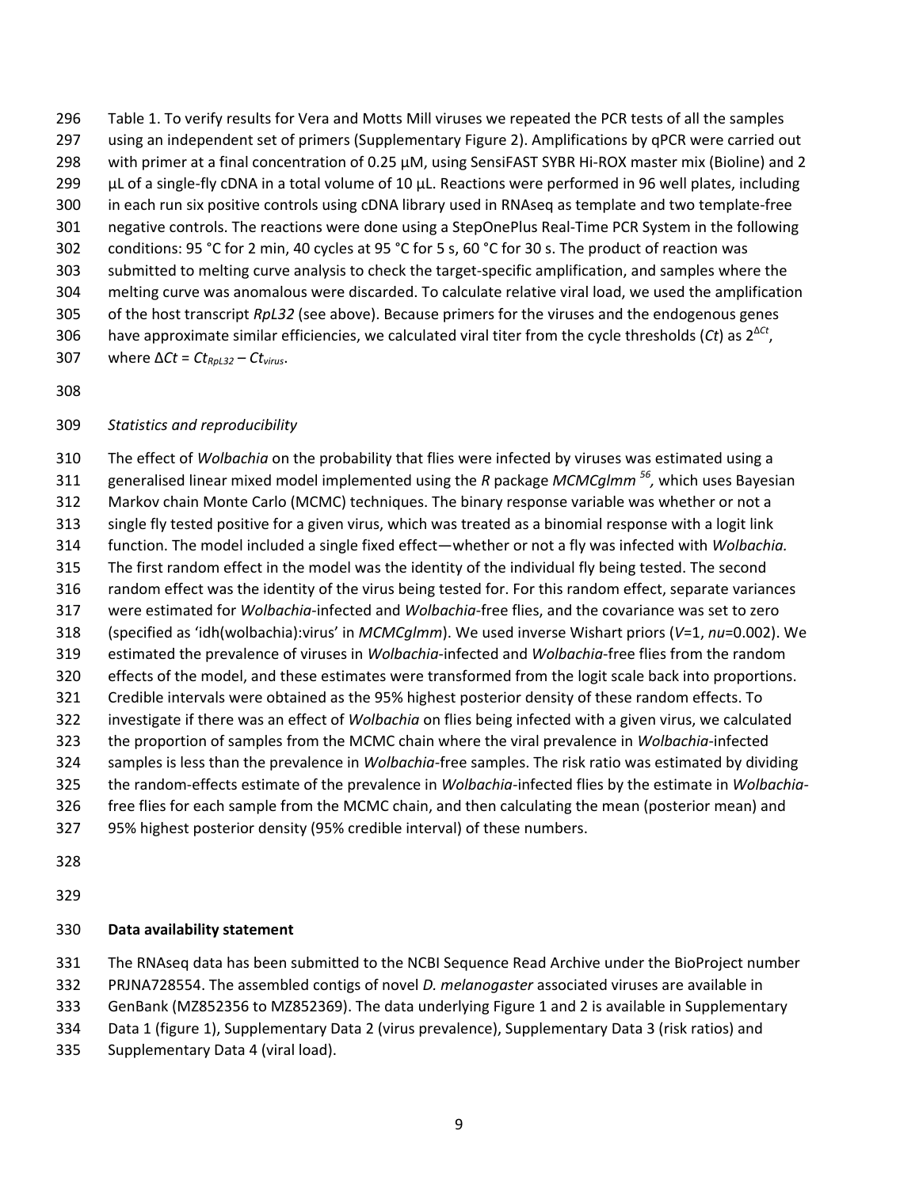Table 1. To verify results for Vera and Motts Mill viruses we repeated the PCR tests of all the samples using an independent set of primers (Supplementary Figure 2). Amplifications by qPCR were carried out with primer at a final concentration of 0.25 µM, using SensiFAST SYBR Hi-ROX master mix (Bioline) and 2 µL of a single-fly cDNA in a total volume of 10 µL. Reactions were performed in 96 well plates, including in each run six positive controls using cDNA library used in RNAseq as template and two template-free negative controls. The reactions were done using a StepOnePlus Real-Time PCR System in the following conditions: 95 °C for 2 min, 40 cycles at 95 °C for 5 s, 60 °C for 30 s. The product of reaction was submitted to melting curve analysis to check the target-specific amplification, and samples where the melting curve was anomalous were discarded. To calculate relative viral load, we used the amplification of the host transcript *RpL32* (see above). Because primers for the viruses and the endogenous genes have approximate similar efficiencies, we calculated viral titer from the cycle thresholds (*Ct*) as $2^{\Delta Ct}$, where $\Delta Ct = Ct_{RpL32} - Ct_{virus}$.

*Statistics and reproducibility*

The effect of *Wolbachia* on the probability that flies were infected by viruses was estimated using a generalised linear mixed model implemented using the *R* package *MCMCglmm* [56], which uses Bayesian Markov chain Monte Carlo (MCMC) techniques. The binary response variable was whether or not a single fly tested positive for a given virus, which was treated as a binomial response with a logit link function. The model included a single fixed effect—whether or not a fly was infected with *Wolbachia.* The first random effect in the model was the identity of the individual fly being tested. The second random effect was the identity of the virus being tested for. For this random effect, separate variances were estimated for *Wolbachia*-infected and *Wolbachia*-free flies, and the covariance was set to zero (specified as 'idh(wolbachia):virus' in *MCMCglmm*). We used inverse Wishart priors (*V*=1, *nu*=0.002). We estimated the prevalence of viruses in *Wolbachia*-infected and *Wolbachia*-free flies from the random effects of the model, and these estimates were transformed from the logit scale back into proportions. Credible intervals were obtained as the 95% highest posterior density of these random effects. To investigate if there was an effect of *Wolbachia* on flies being infected with a given virus, we calculated the proportion of samples from the MCMC chain where the viral prevalence in *Wolbachia*-infected samples is less than the prevalence in *Wolbachia*-free samples. The risk ratio was estimated by dividing the random-effects estimate of the prevalence in *Wolbachia*-infected flies by the estimate in *Wolbachia*-free flies for each sample from the MCMC chain, and then calculating the mean (posterior mean) and 95% highest posterior density (95% credible interval) of these numbers.

**Data availability statement**

The RNAseq data has been submitted to the NCBI Sequence Read Archive under the BioProject number PRJNA728554. The assembled contigs of novel *D. melanogaster* associated viruses are available in GenBank (MZ852356 to MZ852369). The data underlying Figure 1 and 2 is available in Supplementary Data 1 (figure 1), Supplementary Data 2 (virus prevalence), Supplementary Data 3 (risk ratios) and Supplementary Data 4 (viral load).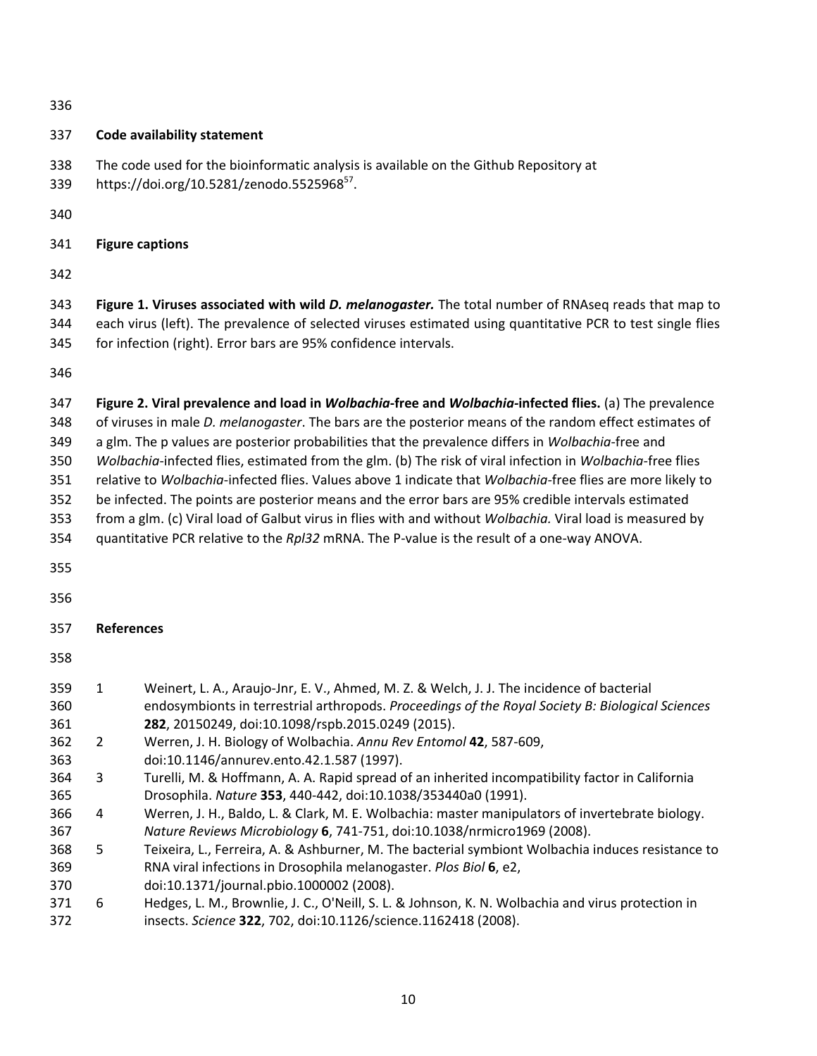## Code availability statement

The code used for the bioinformatic analysis is available on the Github Repository at https://doi.org/10.5281/zenodo.5525968[57].

## Figure captions

**Figure 1. Viruses associated with wild *D. melanogaster.*** The total number of RNAseq reads that map to each virus (left). The prevalence of selected viruses estimated using quantitative PCR to test single flies for infection (right). Error bars are 95% confidence intervals.

**Figure 2. Viral prevalence and load in *Wolbachia*-free and *Wolbachia*-infected flies.** (a) The prevalence of viruses in male *D. melanogaster*. The bars are the posterior means of the random effect estimates of a glm. The p values are posterior probabilities that the prevalence differs in *Wolbachia*-free and *Wolbachia*-infected flies, estimated from the glm. (b) The risk of viral infection in *Wolbachia*-free flies relative to *Wolbachia*-infected flies. Values above 1 indicate that *Wolbachia*-free flies are more likely to be infected. The points are posterior means and the error bars are 95% credible intervals estimated from a glm. (c) Viral load of Galbut virus in flies with and without *Wolbachia.* Viral load is measured by quantitative PCR relative to the *Rpl32* mRNA. The P-value is the result of a one-way ANOVA.

## References

1. Weinert, L. A., Araujo-Jnr, E. V., Ahmed, M. Z. & Welch, J. J. The incidence of bacterial endosymbionts in terrestrial arthropods. *Proceedings of the Royal Society B: Biological Sciences* **282**, 20150249, doi:10.1098/rspb.2015.0249 (2015).
2. Werren, J. H. Biology of Wolbachia. *Annu Rev Entomol* **42**, 587-609, doi:10.1146/annurev.ento.42.1.587 (1997).
3. Turelli, M. & Hoffmann, A. A. Rapid spread of an inherited incompatibility factor in California Drosophila. *Nature* **353**, 440-442, doi:10.1038/353440a0 (1991).
4. Werren, J. H., Baldo, L. & Clark, M. E. Wolbachia: master manipulators of invertebrate biology. *Nature Reviews Microbiology* **6**, 741-751, doi:10.1038/nrmicro1969 (2008).
5. Teixeira, L., Ferreira, A. & Ashburner, M. The bacterial symbiont Wolbachia induces resistance to RNA viral infections in Drosophila melanogaster. *Plos Biol* **6**, e2, doi:10.1371/journal.pbio.1000002 (2008).
6. Hedges, L. M., Brownlie, J. C., O'Neill, S. L. & Johnson, K. N. Wolbachia and virus protection in insects. *Science* **322**, 702, doi:10.1126/science.1162418 (2008).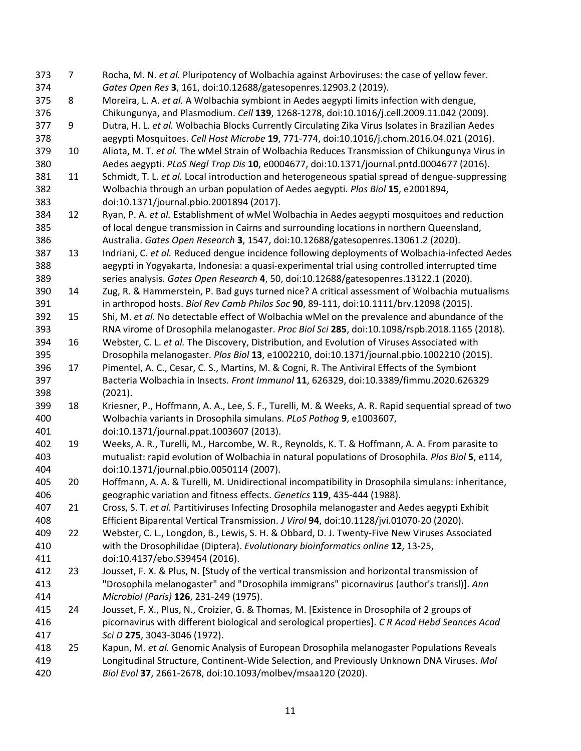7. Rocha, M. N. *et al.* Pluripotency of Wolbachia against Arboviruses: the case of yellow fever. *Gates Open Res* **3**, 161, doi:10.12688/gatesopenres.12903.2 (2019).
8. Moreira, L. A. *et al.* A Wolbachia symbiont in Aedes aegypti limits infection with dengue, Chikungunya, and Plasmodium. *Cell* **139**, 1268-1278, doi:10.1016/j.cell.2009.11.042 (2009).
9. Dutra, H. L. *et al.* Wolbachia Blocks Currently Circulating Zika Virus Isolates in Brazilian Aedes aegypti Mosquitoes. *Cell Host Microbe* **19**, 771-774, doi:10.1016/j.chom.2016.04.021 (2016).
10. Aliota, M. T. *et al.* The wMel Strain of Wolbachia Reduces Transmission of Chikungunya Virus in Aedes aegypti. *PLoS Negl Trop Dis* **10**, e0004677, doi:10.1371/journal.pntd.0004677 (2016).
11. Schmidt, T. L. *et al.* Local introduction and heterogeneous spatial spread of dengue-suppressing Wolbachia through an urban population of Aedes aegypti. *Plos Biol* **15**, e2001894, doi:10.1371/journal.pbio.2001894 (2017).
12. Ryan, P. A. *et al.* Establishment of wMel Wolbachia in Aedes aegypti mosquitoes and reduction of local dengue transmission in Cairns and surrounding locations in northern Queensland, Australia. *Gates Open Research* **3**, 1547, doi:10.12688/gatesopenres.13061.2 (2020).
13. Indriani, C. *et al.* Reduced dengue incidence following deployments of Wolbachia-infected Aedes aegypti in Yogyakarta, Indonesia: a quasi-experimental trial using controlled interrupted time series analysis. *Gates Open Research* **4**, 50, doi:10.12688/gatesopenres.13122.1 (2020).
14. Zug, R. & Hammerstein, P. Bad guys turned nice? A critical assessment of Wolbachia mutualisms in arthropod hosts. *Biol Rev Camb Philos Soc* **90**, 89-111, doi:10.1111/brv.12098 (2015).
15. Shi, M. *et al.* No detectable effect of Wolbachia wMel on the prevalence and abundance of the RNA virome of Drosophila melanogaster. *Proc Biol Sci* **285**, doi:10.1098/rspb.2018.1165 (2018).
16. Webster, C. L. *et al.* The Discovery, Distribution, and Evolution of Viruses Associated with Drosophila melanogaster. *Plos Biol* **13**, e1002210, doi:10.1371/journal.pbio.1002210 (2015).
17. Pimentel, A. C., Cesar, C. S., Martins, M. & Cogni, R. The Antiviral Effects of the Symbiont Bacteria Wolbachia in Insects. *Front Immunol* **11**, 626329, doi:10.3389/fimmu.2020.626329 (2021).
18. Kriesner, P., Hoffmann, A. A., Lee, S. F., Turelli, M. & Weeks, A. R. Rapid sequential spread of two Wolbachia variants in Drosophila simulans. *PLoS Pathog* **9**, e1003607, doi:10.1371/journal.ppat.1003607 (2013).
19. Weeks, A. R., Turelli, M., Harcombe, W. R., Reynolds, K. T. & Hoffmann, A. A. From parasite to mutualist: rapid evolution of Wolbachia in natural populations of Drosophila. *Plos Biol* **5**, e114, doi:10.1371/journal.pbio.0050114 (2007).
20. Hoffmann, A. A. & Turelli, M. Unidirectional incompatibility in Drosophila simulans: inheritance, geographic variation and fitness effects. *Genetics* **119**, 435-444 (1988).
21. Cross, S. T. *et al.* Partitiviruses Infecting Drosophila melanogaster and Aedes aegypti Exhibit Efficient Biparental Vertical Transmission. *J Virol* **94**, doi:10.1128/jvi.01070-20 (2020).
22. Webster, C. L., Longdon, B., Lewis, S. H. & Obbard, D. J. Twenty-Five New Viruses Associated with the Drosophilidae (Diptera). *Evolutionary bioinformatics online* **12**, 13-25, doi:10.4137/ebo.S39454 (2016).
23. Jousset, F. X. & Plus, N. [Study of the vertical transmission and horizontal transmission of "Drosophila melanogaster" and "Drosophila immigrans" picornavirus (author's transl)]. *Ann Microbiol (Paris)* **126**, 231-249 (1975).
24. Jousset, F. X., Plus, N., Croizier, G. & Thomas, M. [Existence in Drosophila of 2 groups of picornavirus with different biological and serological properties]. *C R Acad Hebd Seances Acad Sci D* **275**, 3043-3046 (1972).
25. Kapun, M. *et al.* Genomic Analysis of European Drosophila melanogaster Populations Reveals Longitudinal Structure, Continent-Wide Selection, and Previously Unknown DNA Viruses. *Mol Biol Evol* **37**, 2661-2678, doi:10.1093/molbev/msaa120 (2020).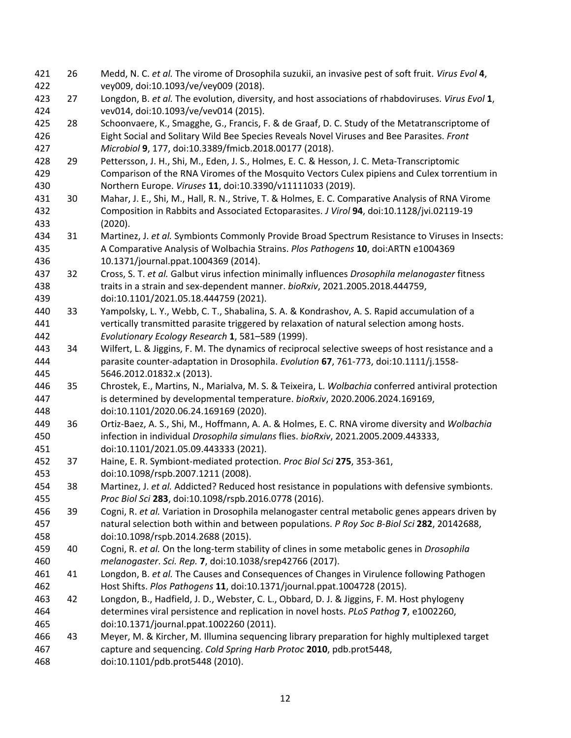26 Medd, N. C. *et al.* The virome of Drosophila suzukii, an invasive pest of soft fruit. *Virus Evol* **4**, vey009, doi:10.1093/ve/vey009 (2018).

27 Longdon, B. *et al.* The evolution, diversity, and host associations of rhabdoviruses. *Virus Evol* **1**, vev014, doi:10.1093/ve/vev014 (2015).

28 Schoonvaere, K., Smagghe, G., Francis, F. & de Graaf, D. C. Study of the Metatranscriptome of Eight Social and Solitary Wild Bee Species Reveals Novel Viruses and Bee Parasites. *Front Microbiol* **9**, 177, doi:10.3389/fmicb.2018.00177 (2018).

29 Pettersson, J. H., Shi, M., Eden, J. S., Holmes, E. C. & Hesson, J. C. Meta-Transcriptomic Comparison of the RNA Viromes of the Mosquito Vectors Culex pipiens and Culex torrentium in Northern Europe. *Viruses* **11**, doi:10.3390/v11111033 (2019).

30 Mahar, J. E., Shi, M., Hall, R. N., Strive, T. & Holmes, E. C. Comparative Analysis of RNA Virome Composition in Rabbits and Associated Ectoparasites. *J Virol* **94**, doi:10.1128/jvi.02119-19 (2020).

31 Martinez, J. *et al.* Symbionts Commonly Provide Broad Spectrum Resistance to Viruses in Insects: A Comparative Analysis of Wolbachia Strains. *Plos Pathogens* **10**, doi:ARTN e1004369 10.1371/journal.ppat.1004369 (2014).

32 Cross, S. T. *et al.* Galbut virus infection minimally influences *Drosophila melanogaster* fitness traits in a strain and sex-dependent manner. *bioRxiv*, 2021.2005.2018.444759, doi:10.1101/2021.05.18.444759 (2021).

33 Yampolsky, L. Y., Webb, C. T., Shabalina, S. A. & Kondrashov, A. S. Rapid accumulation of a vertically transmitted parasite triggered by relaxation of natural selection among hosts. *Evolutionary Ecology Research* **1**, 581–589 (1999).

34 Wilfert, L. & Jiggins, F. M. The dynamics of reciprocal selective sweeps of host resistance and a parasite counter-adaptation in Drosophila. *Evolution* **67**, 761-773, doi:10.1111/j.1558-5646.2012.01832.x (2013).

35 Chrostek, E., Martins, N., Marialva, M. S. & Teixeira, L. *Wolbachia* conferred antiviral protection is determined by developmental temperature. *bioRxiv*, 2020.2006.2024.169169, doi:10.1101/2020.06.24.169169 (2020).

36 Ortiz-Baez, A. S., Shi, M., Hoffmann, A. A. & Holmes, E. C. RNA virome diversity and *Wolbachia* infection in individual *Drosophila simulans* flies. *bioRxiv*, 2021.2005.2009.443333, doi:10.1101/2021.05.09.443333 (2021).

37 Haine, E. R. Symbiont-mediated protection. *Proc Biol Sci* **275**, 353-361, doi:10.1098/rspb.2007.1211 (2008).

38 Martinez, J. *et al.* Addicted? Reduced host resistance in populations with defensive symbionts. *Proc Biol Sci* **283**, doi:10.1098/rspb.2016.0778 (2016).

39 Cogni, R. *et al.* Variation in Drosophila melanogaster central metabolic genes appears driven by natural selection both within and between populations. *P Roy Soc B-Biol Sci* **282**, 20142688, doi:10.1098/rspb.2014.2688 (2015).

40 Cogni, R. *et al.* On the long-term stability of clines in some metabolic genes in *Drosophila melanogaster*. *Sci. Rep.* **7**, doi:10.1038/srep42766 (2017).

41 Longdon, B. *et al.* The Causes and Consequences of Changes in Virulence following Pathogen Host Shifts. *Plos Pathogens* **11**, doi:10.1371/journal.ppat.1004728 (2015).

42 Longdon, B., Hadfield, J. D., Webster, C. L., Obbard, D. J. & Jiggins, F. M. Host phylogeny determines viral persistence and replication in novel hosts. *PLoS Pathog* **7**, e1002260, doi:10.1371/journal.ppat.1002260 (2011).

43 Meyer, M. & Kircher, M. Illumina sequencing library preparation for highly multiplexed target capture and sequencing. *Cold Spring Harb Protoc* **2010**, pdb.prot5448, doi:10.1101/pdb.prot5448 (2010).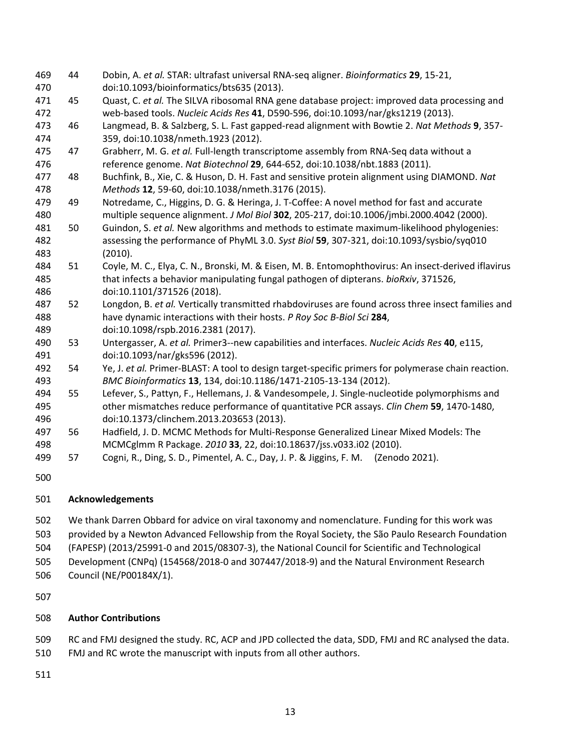44. Dobin, A. *et al.* STAR: ultrafast universal RNA-seq aligner. *Bioinformatics* **29**, 15-21, doi:10.1093/bioinformatics/bts635 (2013).
45. Quast, C. *et al.* The SILVA ribosomal RNA gene database project: improved data processing and web-based tools. *Nucleic Acids Res* **41**, D590-596, doi:10.1093/nar/gks1219 (2013).
46. Langmead, B. & Salzberg, S. L. Fast gapped-read alignment with Bowtie 2. *Nat Methods* **9**, 357-359, doi:10.1038/nmeth.1923 (2012).
47. Grabherr, M. G. *et al.* Full-length transcriptome assembly from RNA-Seq data without a reference genome. *Nat Biotechnol* **29**, 644-652, doi:10.1038/nbt.1883 (2011).
48. Buchfink, B., Xie, C. & Huson, D. H. Fast and sensitive protein alignment using DIAMOND. *Nat Methods* **12**, 59-60, doi:10.1038/nmeth.3176 (2015).
49. Notredame, C., Higgins, D. G. & Heringa, J. T-Coffee: A novel method for fast and accurate multiple sequence alignment. *J Mol Biol* **302**, 205-217, doi:10.1006/jmbi.2000.4042 (2000).
50. Guindon, S. *et al.* New algorithms and methods to estimate maximum-likelihood phylogenies: assessing the performance of PhyML 3.0. *Syst Biol* **59**, 307-321, doi:10.1093/sysbio/syq010 (2010).
51. Coyle, M. C., Elya, C. N., Bronski, M. & Eisen, M. B. Entomophthovirus: An insect-derived iflavirus that infects a behavior manipulating fungal pathogen of dipterans. *bioRxiv*, 371526, doi:10.1101/371526 (2018).
52. Longdon, B. *et al.* Vertically transmitted rhabdoviruses are found across three insect families and have dynamic interactions with their hosts. *P Roy Soc B-Biol Sci* **284**, doi:10.1098/rspb.2016.2381 (2017).
53. Untergasser, A. *et al.* Primer3--new capabilities and interfaces. *Nucleic Acids Res* **40**, e115, doi:10.1093/nar/gks596 (2012).
54. Ye, J. *et al.* Primer-BLAST: A tool to design target-specific primers for polymerase chain reaction. *BMC Bioinformatics* **13**, 134, doi:10.1186/1471-2105-13-134 (2012).
55. Lefever, S., Pattyn, F., Hellemans, J. & Vandesompele, J. Single-nucleotide polymorphisms and other mismatches reduce performance of quantitative PCR assays. *Clin Chem* **59**, 1470-1480, doi:10.1373/clinchem.2013.203653 (2013).
56. Hadfield, J. D. MCMC Methods for Multi-Response Generalized Linear Mixed Models: The MCMCglmm R Package. *2010* **33**, 22, doi:10.18637/jss.v033.i02 (2010).
57. Cogni, R., Ding, S. D., Pimentel, A. C., Day, J. P. & Jiggins, F. M. (Zenodo 2021).

## Acknowledgements

We thank Darren Obbard for advice on viral taxonomy and nomenclature. Funding for this work was provided by a Newton Advanced Fellowship from the Royal Society, the São Paulo Research Foundation (FAPESP) (2013/25991-0 and 2015/08307-3), the National Council for Scientific and Technological Development (CNPq) (154568/2018-0 and 307447/2018-9) and the Natural Environment Research Council (NE/P00184X/1).

## Author Contributions

RC and FMJ designed the study. RC, ACP and JPD collected the data, SDD, FMJ and RC analysed the data. FMJ and RC wrote the manuscript with inputs from all other authors.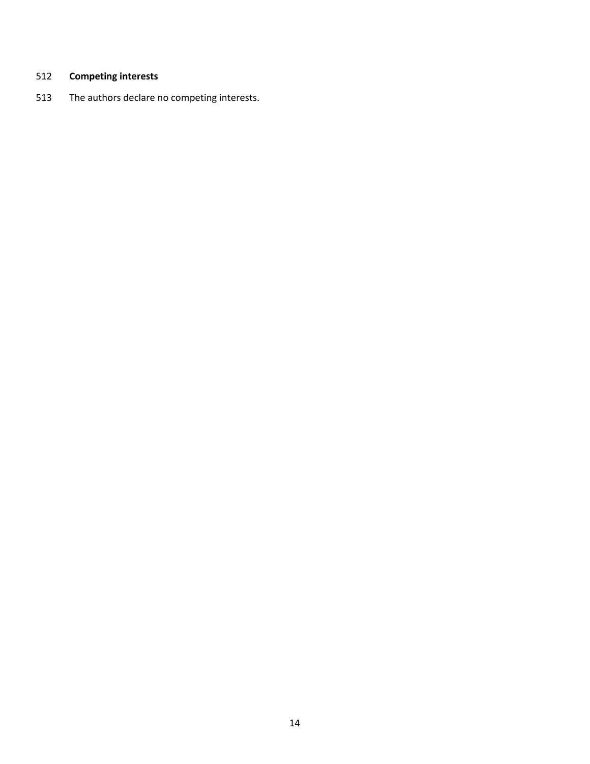**Competing interests**

The authors declare no competing interests.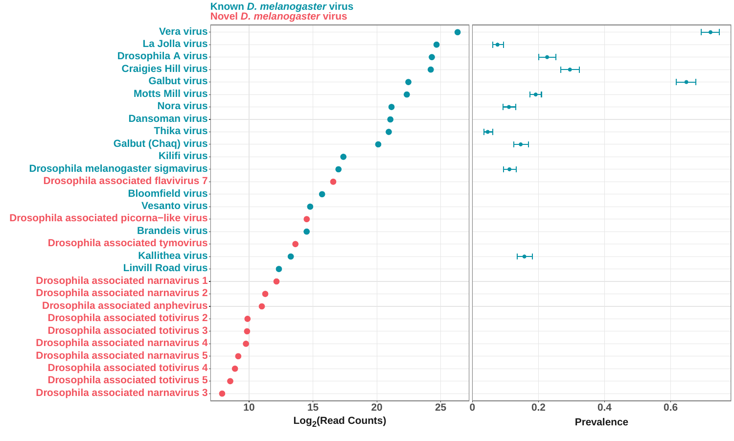Known *D. melanogaster* virus
Novel *D. melanogaster* virus

Vera virus
La Jolla virus
Drosophila A virus
Craigies Hill virus
Galbut virus
Motts Mill virus
Nora virus
Dansoman virus
Thika virus
Galbut (Chaq) virus
Kilifi virus
Drosophila melanogaster sigmavirus
Drosophila associated flavivirus 7
Bloomfield virus
Vesanto virus
Drosophila associated picorna−like virus
Brandeis virus
Drosophila associated tymovirus
Kallithea virus
Linvill Road virus
Drosophila associated narnavirus 1
Drosophila associated narnavirus 2
Drosophila associated anphevirus
Drosophila associated totivirus 2
Drosophila associated totivirus 3
Drosophila associated narnavirus 4
Drosophila associated narnavirus 5
Drosophila associated totivirus 4
Drosophila associated totivirus 5
Drosophila associated narnavirus 3

10 15 20 25

$Log_2$(Read Counts)

0 0.2 0.4 0.6

Prevalence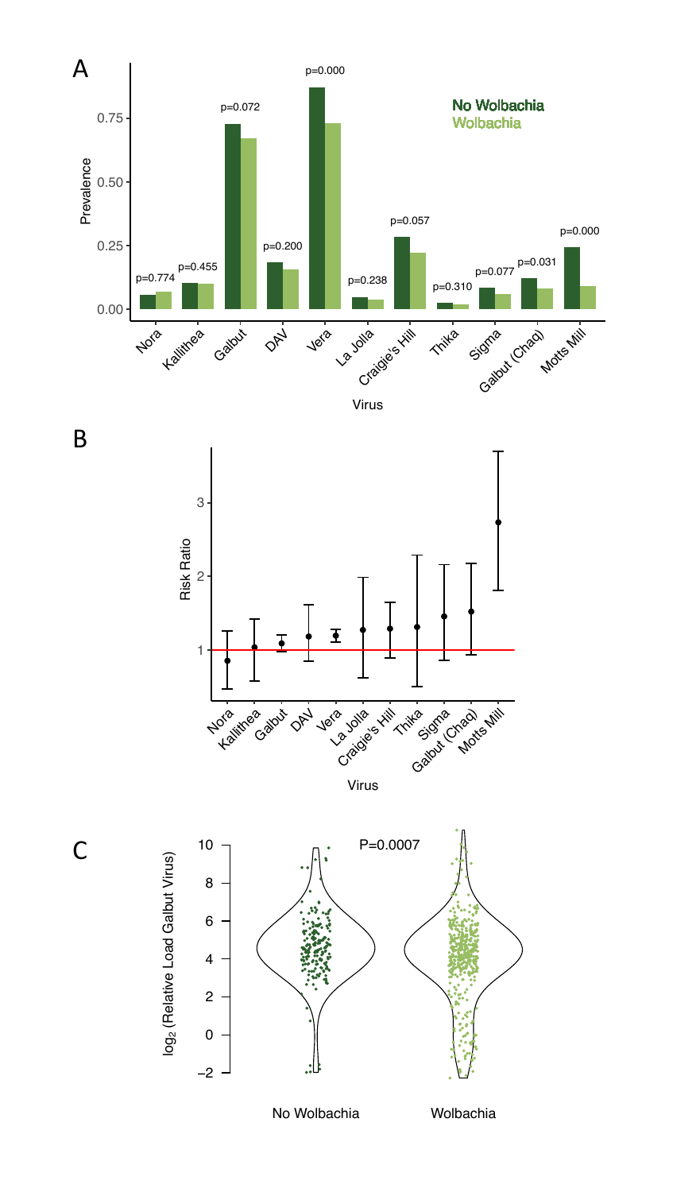A

p=0.774 p=0.455 p=0.072 p=0.200 p=0.000 p=0.238 p=0.057 p=0.310 p=0.077 p=0.031 p=0.000

No Wolbachia
Wolbachia

Prevalence

0.00 0.25 0.50 0.75

Nora Kallithea Galbut DAV Vera La Jolla Craigie's Hill Thika Sigma Galbut (Chaq) Motts Mill

Virus

B

Risk Ratio

1 2 3

Nora Kallithea Galbut DAV Vera La Jolla Craigie's Hill Thika Sigma Galbut (Chaq) Motts Mill

Virus

C

P=0.0007

$\log_2$ (Relative Load Galbut Virus)

-2 0 2 4 6 8 10

No Wolbachia Wolbachia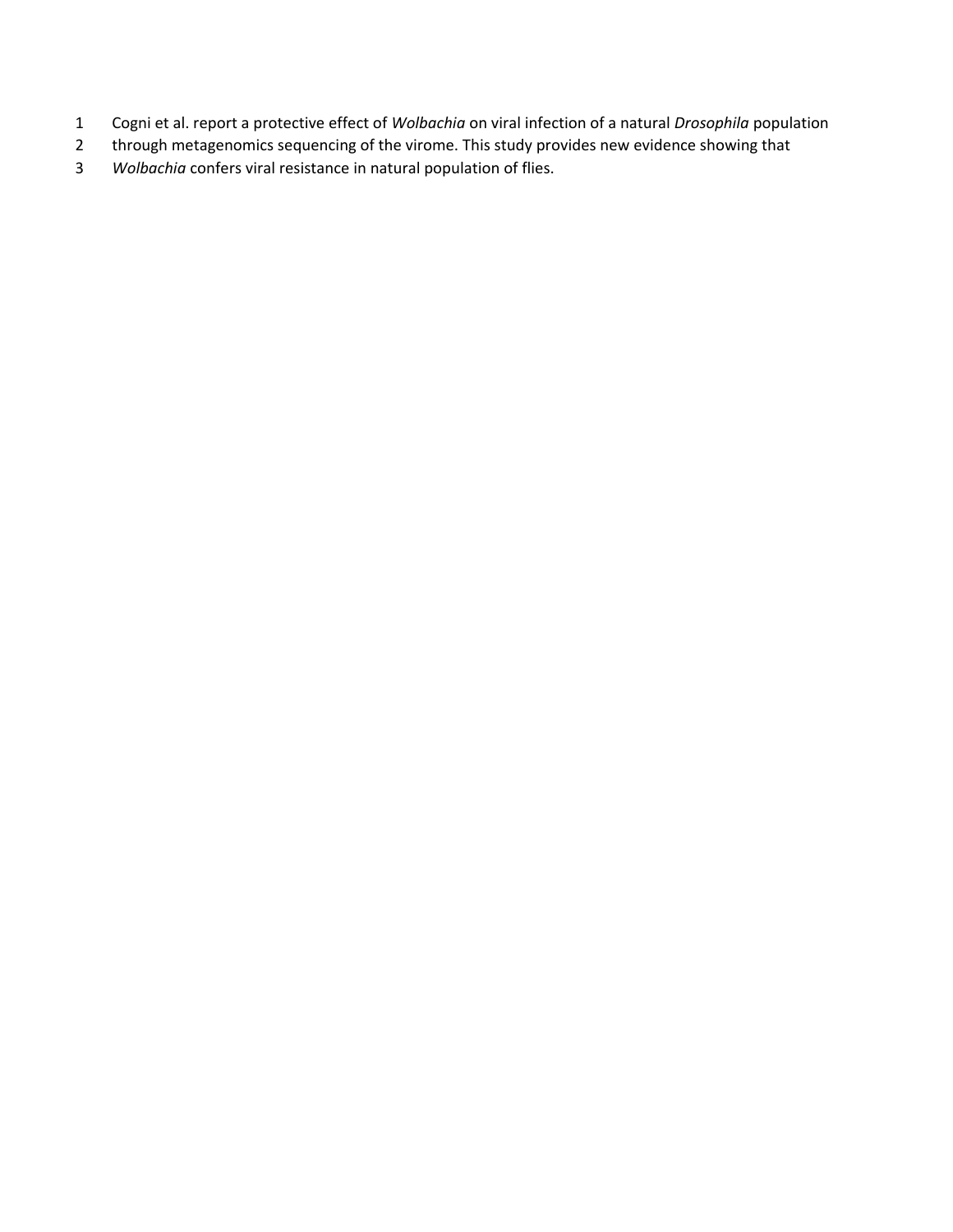Cogni et al. report a protective effect of *Wolbachia* on viral infection of a natural *Drosophila* population through metagenomics sequencing of the virome. This study provides new evidence showing that *Wolbachia* confers viral resistance in natural population of flies.